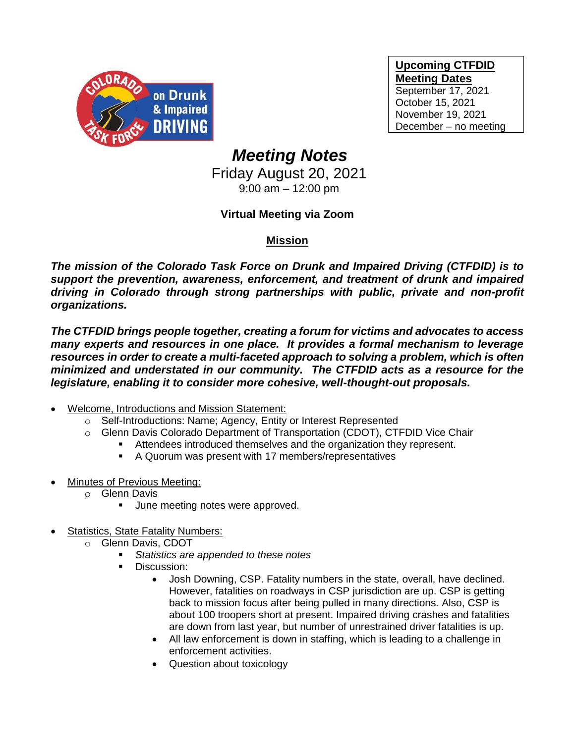**Upcoming CTFDID Meeting Dates**
September 17, 2021
October 15, 2021
November 19, 2021
December – no meeting

# *Meeting Notes*

Friday August 20, 2021
9:00 am – 12:00 pm

**Virtual Meeting via Zoom**

## Mission

***The mission of the Colorado Task Force on Drunk and Impaired Driving (CTFDID) is to support the prevention, awareness, enforcement, and treatment of drunk and impaired driving in Colorado through strong partnerships with public, private and non-profit organizations.***

***The CTFDID brings people together, creating a forum for victims and advocates to access many experts and resources in one place. It provides a formal mechanism to leverage resources in order to create a multi-faceted approach to solving a problem, which is often minimized and understated in our community. The CTFDID acts as a resource for the legislature, enabling it to consider more cohesive, well-thought-out proposals.***

- Welcome, Introductions and Mission Statement:
  - Self-Introductions: Name; Agency, Entity or Interest Represented
  - Glenn Davis Colorado Department of Transportation (CDOT), CTFDID Vice Chair
    - Attendees introduced themselves and the organization they represent.
    - A Quorum was present with 17 members/representatives

- Minutes of Previous Meeting:
  - Glenn Davis
    - June meeting notes were approved.

- Statistics, State Fatality Numbers:
  - Glenn Davis, CDOT
    - *Statistics are appended to these notes*
    - Discussion:
      - Josh Downing, CSP. Fatality numbers in the state, overall, have declined. However, fatalities on roadways in CSP jurisdiction are up. CSP is getting back to mission focus after being pulled in many directions. Also, CSP is about 100 troopers short at present. Impaired driving crashes and fatalities are down from last year, but number of unrestrained driver fatalities is up.
      - All law enforcement is down in staffing, which is leading to a challenge in enforcement activities.
      - Question about toxicology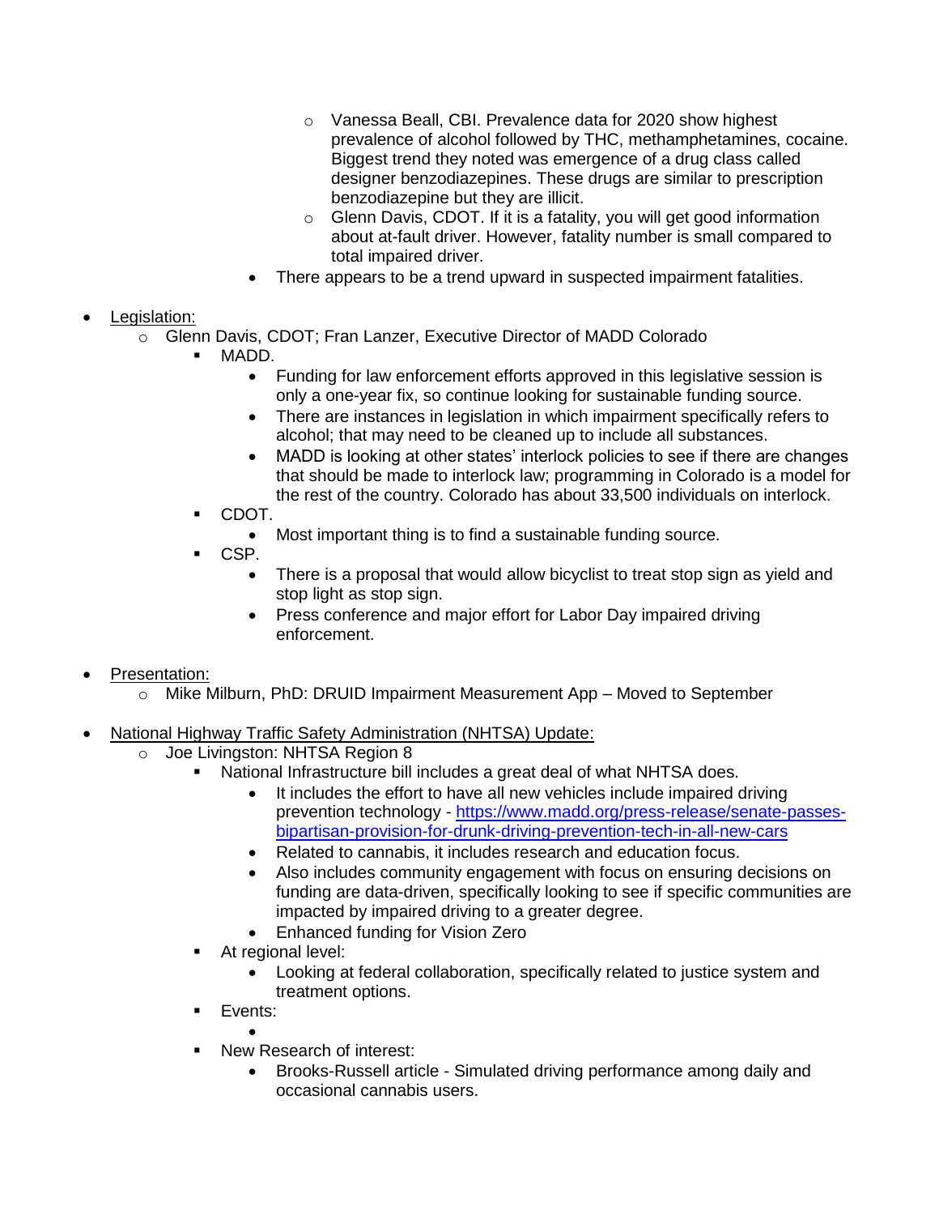- Vanessa Beall, CBI. Prevalence data for 2020 show highest prevalence of alcohol followed by THC, methamphetamines, cocaine. Biggest trend they noted was emergence of a drug class called designer benzodiazepines. These drugs are similar to prescription benzodiazepine but they are illicit.
        - Glenn Davis, CDOT. If it is a fatality, you will get good information about at-fault driver. However, fatality number is small compared to total impaired driver.
    - There appears to be a trend upward in suspected impairment fatalities.

- <u>Legislation:</u>
  - Glenn Davis, CDOT; Fran Lanzer, Executive Director of MADD Colorado
    - MADD.
      - Funding for law enforcement efforts approved in this legislative session is only a one-year fix, so continue looking for sustainable funding source.
      - There are instances in legislation in which impairment specifically refers to alcohol; that may need to be cleaned up to include all substances.
      - MADD is looking at other states' interlock policies to see if there are changes that should be made to interlock law; programming in Colorado is a model for the rest of the country. Colorado has about 33,500 individuals on interlock.
    - CDOT.
      - Most important thing is to find a sustainable funding source.
    - CSP.
      - There is a proposal that would allow bicyclist to treat stop sign as yield and stop light as stop sign.
      - Press conference and major effort for Labor Day impaired driving enforcement.

- <u>Presentation:</u>
  - Mike Milburn, PhD: DRUID Impairment Measurement App – Moved to September

- <u>National Highway Traffic Safety Administration (NHTSA) Update:</u>
  - Joe Livingston: NHTSA Region 8
    - National Infrastructure bill includes a great deal of what NHTSA does.
      - It includes the effort to have all new vehicles include impaired driving prevention technology - [https://www.madd.org/press-release/senate-passes-bipartisan-provision-for-drunk-driving-prevention-tech-in-all-new-cars](https://www.madd.org/press-release/senate-passes-bipartisan-provision-for-drunk-driving-prevention-tech-in-all-new-cars)
      - Related to cannabis, it includes research and education focus.
      - Also includes community engagement with focus on ensuring decisions on funding are data-driven, specifically looking to see if specific communities are impacted by impaired driving to a greater degree.
      - Enhanced funding for Vision Zero
    - At regional level:
      - Looking at federal collaboration, specifically related to justice system and treatment options.
    - Events:
      - 
    - New Research of interest:
      - Brooks-Russell article - Simulated driving performance among daily and occasional cannabis users.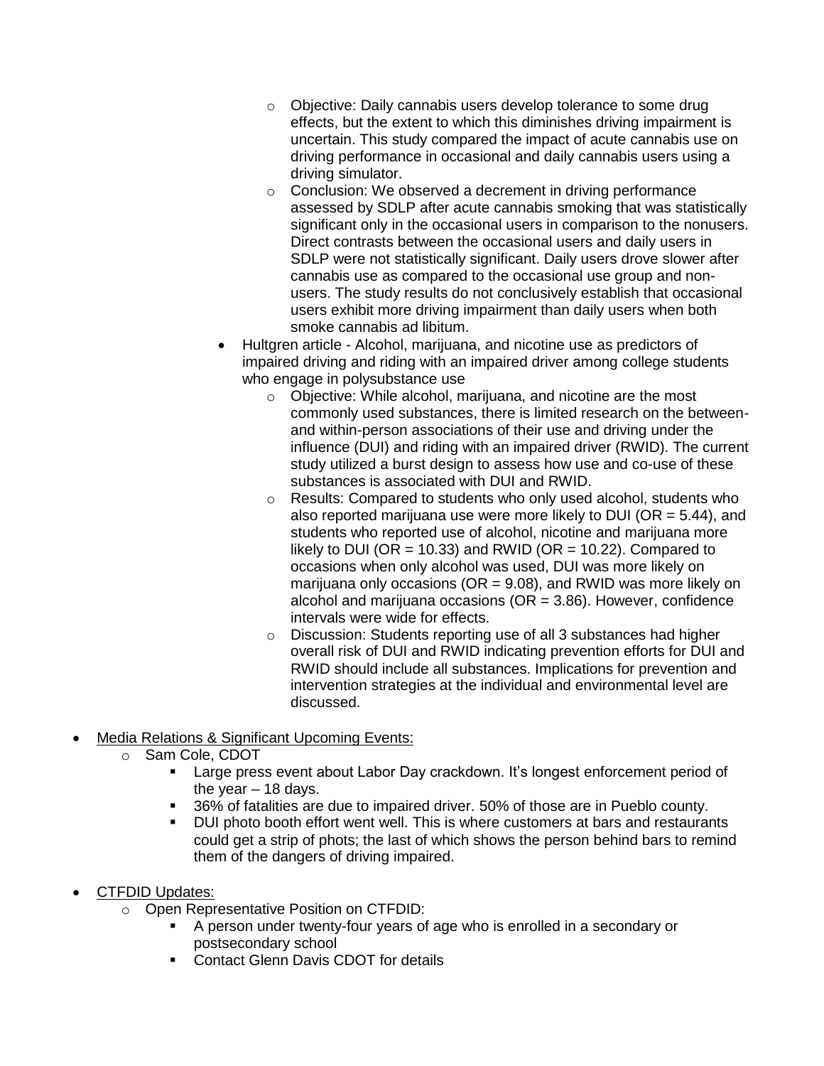- Objective: Daily cannabis users develop tolerance to some drug effects, but the extent to which this diminishes driving impairment is uncertain. This study compared the impact of acute cannabis use on driving performance in occasional and daily cannabis users using a driving simulator.
    - Conclusion: We observed a decrement in driving performance assessed by SDLP after acute cannabis smoking that was statistically significant only in the occasional users in comparison to the nonusers. Direct contrasts between the occasional users and daily users in SDLP were not statistically significant. Daily users drove slower after cannabis use as compared to the occasional use group and non-users. The study results do not conclusively establish that occasional users exhibit more driving impairment than daily users when both smoke cannabis ad libitum.
  - Hultgren article - Alcohol, marijuana, and nicotine use as predictors of impaired driving and riding with an impaired driver among college students who engage in polysubstance use
    - Objective: While alcohol, marijuana, and nicotine are the most commonly used substances, there is limited research on the between- and within-person associations of their use and driving under the influence (DUI) and riding with an impaired driver (RWID). The current study utilized a burst design to assess how use and co-use of these substances is associated with DUI and RWID.
    - Results: Compared to students who only used alcohol, students who also reported marijuana use were more likely to DUI (OR = 5.44), and students who reported use of alcohol, nicotine and marijuana more likely to DUI (OR = 10.33) and RWID (OR = 10.22). Compared to occasions when only alcohol was used, DUI was more likely on marijuana only occasions (OR = 9.08), and RWID was more likely on alcohol and marijuana occasions (OR = 3.86). However, confidence intervals were wide for effects.
    - Discussion: Students reporting use of all 3 substances had higher overall risk of DUI and RWID indicating prevention efforts for DUI and RWID should include all substances. Implications for prevention and intervention strategies at the individual and environmental level are discussed.

- <u>Media Relations & Significant Upcoming Events:</u>
  - Sam Cole, CDOT
    - Large press event about Labor Day crackdown. It's longest enforcement period of the year – 18 days.
    - 36% of fatalities are due to impaired driver. 50% of those are in Pueblo county.
    - DUI photo booth effort went well. This is where customers at bars and restaurants could get a strip of phots; the last of which shows the person behind bars to remind them of the dangers of driving impaired.

- <u>CTFDID Updates:</u>
  - Open Representative Position on CTFDID:
    - A person under twenty-four years of age who is enrolled in a secondary or postsecondary school
    - Contact Glenn Davis CDOT for details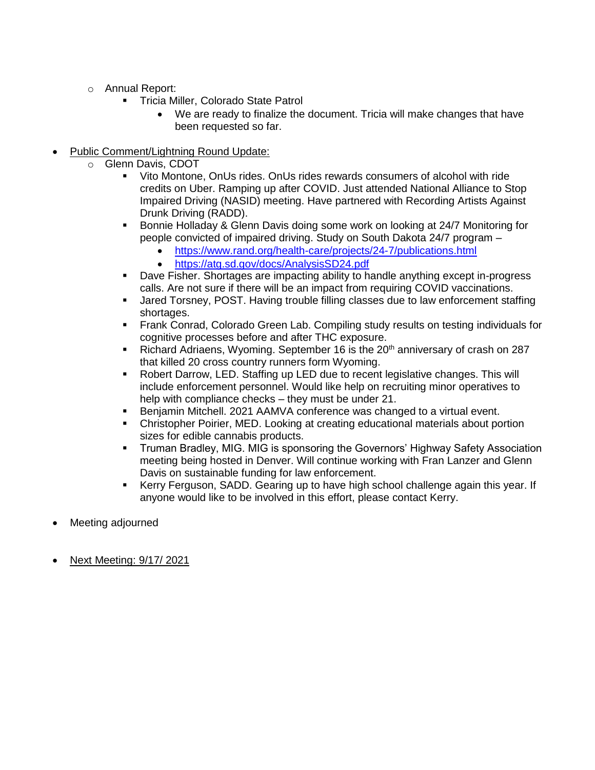- Annual Report:
    - Tricia Miller, Colorado State Patrol
      - We are ready to finalize the document. Tricia will make changes that have been requested so far.

- <u>Public Comment/Lightning Round Update:</u>
  - Glenn Davis, CDOT
    - Vito Montone, OnUs rides. OnUs rides rewards consumers of alcohol with ride credits on Uber. Ramping up after COVID. Just attended National Alliance to Stop Impaired Driving (NASID) meeting. Have partnered with Recording Artists Against Drunk Driving (RADD).
    - Bonnie Holladay & Glenn Davis doing some work on looking at 24/7 Monitoring for people convicted of impaired driving. Study on South Dakota 24/7 program –
      - https://www.rand.org/health-care/projects/24-7/publications.html
      - https://atg.sd.gov/docs/AnalysisSD24.pdf
    - Dave Fisher. Shortages are impacting ability to handle anything except in-progress calls. Are not sure if there will be an impact from requiring COVID vaccinations.
    - Jared Torsney, POST. Having trouble filling classes due to law enforcement staffing shortages.
    - Frank Conrad, Colorado Green Lab. Compiling study results on testing individuals for cognitive processes before and after THC exposure.
    - Richard Adriaens, Wyoming. September 16 is the 20th anniversary of crash on 287 that killed 20 cross country runners form Wyoming.
    - Robert Darrow, LED. Staffing up LED due to recent legislative changes. This will include enforcement personnel. Would like help on recruiting minor operatives to help with compliance checks – they must be under 21.
    - Benjamin Mitchell. 2021 AAMVA conference was changed to a virtual event.
    - Christopher Poirier, MED. Looking at creating educational materials about portion sizes for edible cannabis products.
    - Truman Bradley, MIG. MIG is sponsoring the Governors' Highway Safety Association meeting being hosted in Denver. Will continue working with Fran Lanzer and Glenn Davis on sustainable funding for law enforcement.
    - Kerry Ferguson, SADD. Gearing up to have high school challenge again this year. If anyone would like to be involved in this effort, please contact Kerry.

- Meeting adjourned

- <u>Next Meeting: 9/17/ 2021</u>